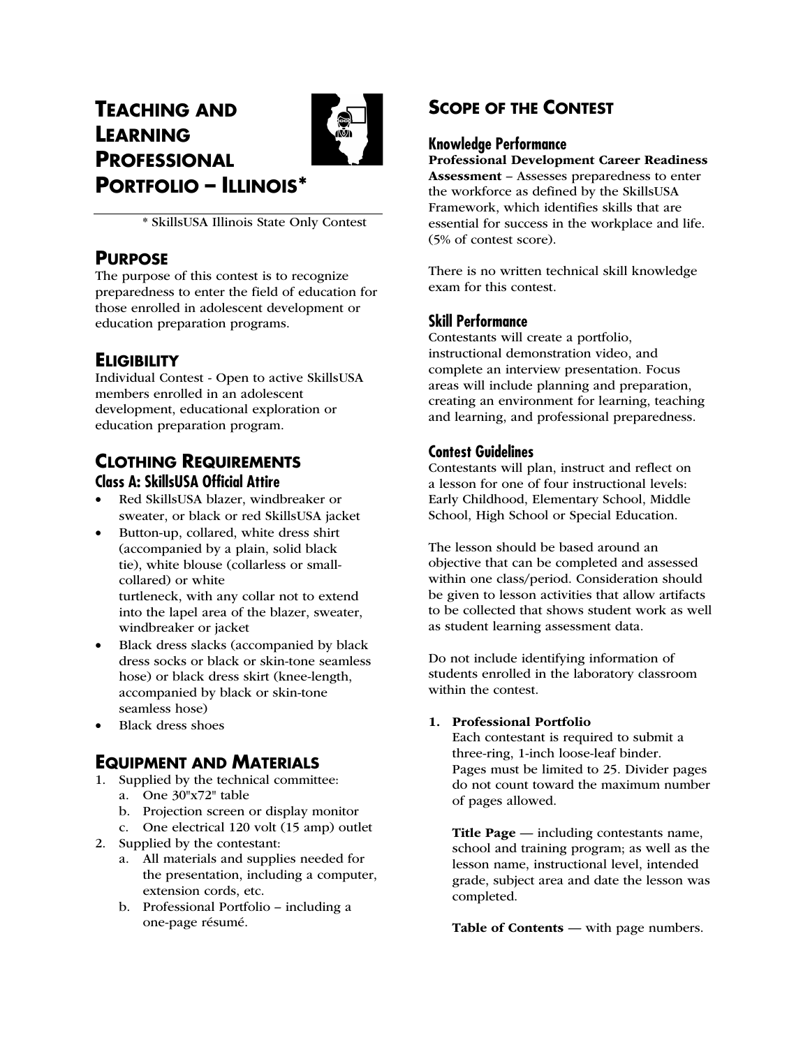# TEACHING AND LEARNING PROFESSIONAL PORTFOLIO – ILLINOIS*

\* SkillsUSA Illinois State Only Contest

## PURPOSE

The purpose of this contest is to recognize preparedness to enter the field of education for those enrolled in adolescent development or education preparation programs.

## ELIGIBILITY

Individual Contest - Open to active SkillsUSA members enrolled in an adolescent development, educational exploration or education preparation program.

## CLOTHING REQUIREMENTS

### Class A: SkillsUSA Official Attire

- Red SkillsUSA blazer, windbreaker or sweater, or black or red SkillsUSA jacket
- Button-up, collared, white dress shirt (accompanied by a plain, solid black tie), white blouse (collarless or small-collared) or white turtleneck, with any collar not to extend into the lapel area of the blazer, sweater, windbreaker or jacket
- Black dress slacks (accompanied by black dress socks or black or skin-tone seamless hose) or black dress skirt (knee-length, accompanied by black or skin-tone seamless hose)
- Black dress shoes

## EQUIPMENT AND MATERIALS

1. Supplied by the technical committee:
   a. One 30"x72" table
   b. Projection screen or display monitor
   c. One electrical 120 volt (15 amp) outlet
2. Supplied by the contestant:
   a. All materials and supplies needed for the presentation, including a computer, extension cords, etc.
   b. Professional Portfolio – including a one-page résumé.

## SCOPE OF THE CONTEST

### Knowledge Performance

**Professional Development Career Readiness Assessment** – Assesses preparedness to enter the workforce as defined by the SkillsUSA Framework, which identifies skills that are essential for success in the workplace and life. (5% of contest score).

There is no written technical skill knowledge exam for this contest.

### Skill Performance

Contestants will create a portfolio, instructional demonstration video, and complete an interview presentation. Focus areas will include planning and preparation, creating an environment for learning, teaching and learning, and professional preparedness.

### Contest Guidelines

Contestants will plan, instruct and reflect on a lesson for one of four instructional levels: Early Childhood, Elementary School, Middle School, High School or Special Education.

The lesson should be based around an objective that can be completed and assessed within one class/period. Consideration should be given to lesson activities that allow artifacts to be collected that shows student work as well as student learning assessment data.

Do not include identifying information of students enrolled in the laboratory classroom within the contest.

1. **Professional Portfolio**
   Each contestant is required to submit a three-ring, 1-inch loose-leaf binder. Pages must be limited to 25. Divider pages do not count toward the maximum number of pages allowed.

   **Title Page** — including contestants name, school and training program; as well as the lesson name, instructional level, intended grade, subject area and date the lesson was completed.

   **Table of Contents** — with page numbers.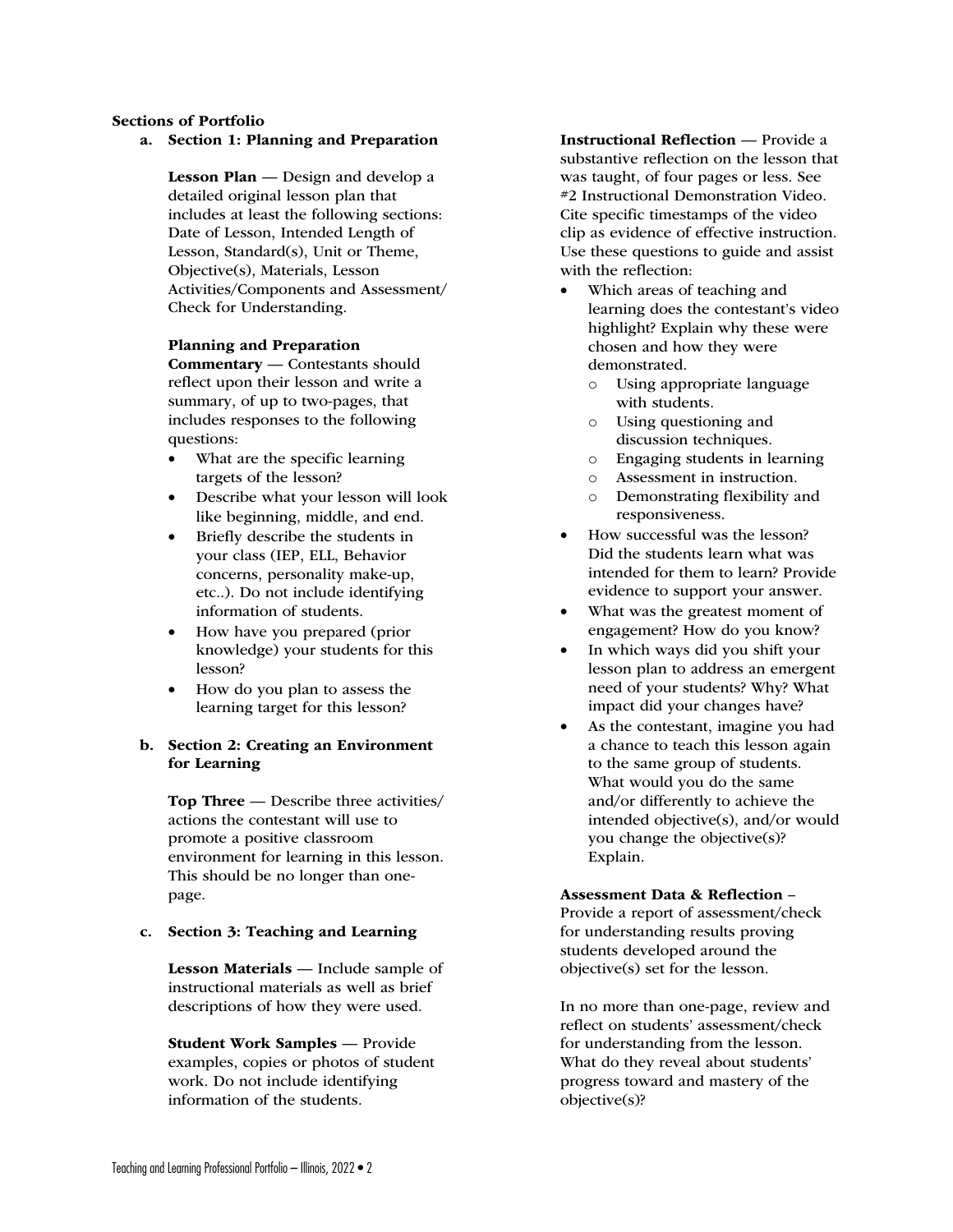**Sections of Portfolio**

**a. Section 1: Planning and Preparation**

**Lesson Plan** — Design and develop a detailed original lesson plan that includes at least the following sections: Date of Lesson, Intended Length of Lesson, Standard(s), Unit or Theme, Objective(s), Materials, Lesson Activities/Components and Assessment/ Check for Understanding.

**Planning and Preparation Commentary** — Contestants should reflect upon their lesson and write a summary, of up to two-pages, that includes responses to the following questions:

- What are the specific learning targets of the lesson?
- Describe what your lesson will look like beginning, middle, and end.
- Briefly describe the students in your class (IEP, ELL, Behavior concerns, personality make-up, etc..). Do not include identifying information of students.
- How have you prepared (prior knowledge) your students for this lesson?
- How do you plan to assess the learning target for this lesson?

**b. Section 2: Creating an Environment for Learning**

**Top Three** — Describe three activities/ actions the contestant will use to promote a positive classroom environment for learning in this lesson. This should be no longer than one-page.

**c. Section 3: Teaching and Learning**

**Lesson Materials** — Include sample of instructional materials as well as brief descriptions of how they were used.

**Student Work Samples** — Provide examples, copies or photos of student work. Do not include identifying information of the students.

**Instructional Reflection** — Provide a substantive reflection on the lesson that was taught, of four pages or less. See #2 Instructional Demonstration Video. Cite specific timestamps of the video clip as evidence of effective instruction. Use these questions to guide and assist with the reflection:

- Which areas of teaching and learning does the contestant's video highlight? Explain why these were chosen and how they were demonstrated.
    - Using appropriate language with students.
    - Using questioning and discussion techniques.
    - Engaging students in learning
    - Assessment in instruction.
    - Demonstrating flexibility and responsiveness.
- How successful was the lesson? Did the students learn what was intended for them to learn? Provide evidence to support your answer.
- What was the greatest moment of engagement? How do you know?
- In which ways did you shift your lesson plan to address an emergent need of your students? Why? What impact did your changes have?
- As the contestant, imagine you had a chance to teach this lesson again to the same group of students. What would you do the same and/or differently to achieve the intended objective(s), and/or would you change the objective(s)? Explain.

**Assessment Data & Reflection** – Provide a report of assessment/check for understanding results proving students developed around the objective(s) set for the lesson.

In no more than one-page, review and reflect on students' assessment/check for understanding from the lesson. What do they reveal about students' progress toward and mastery of the objective(s)?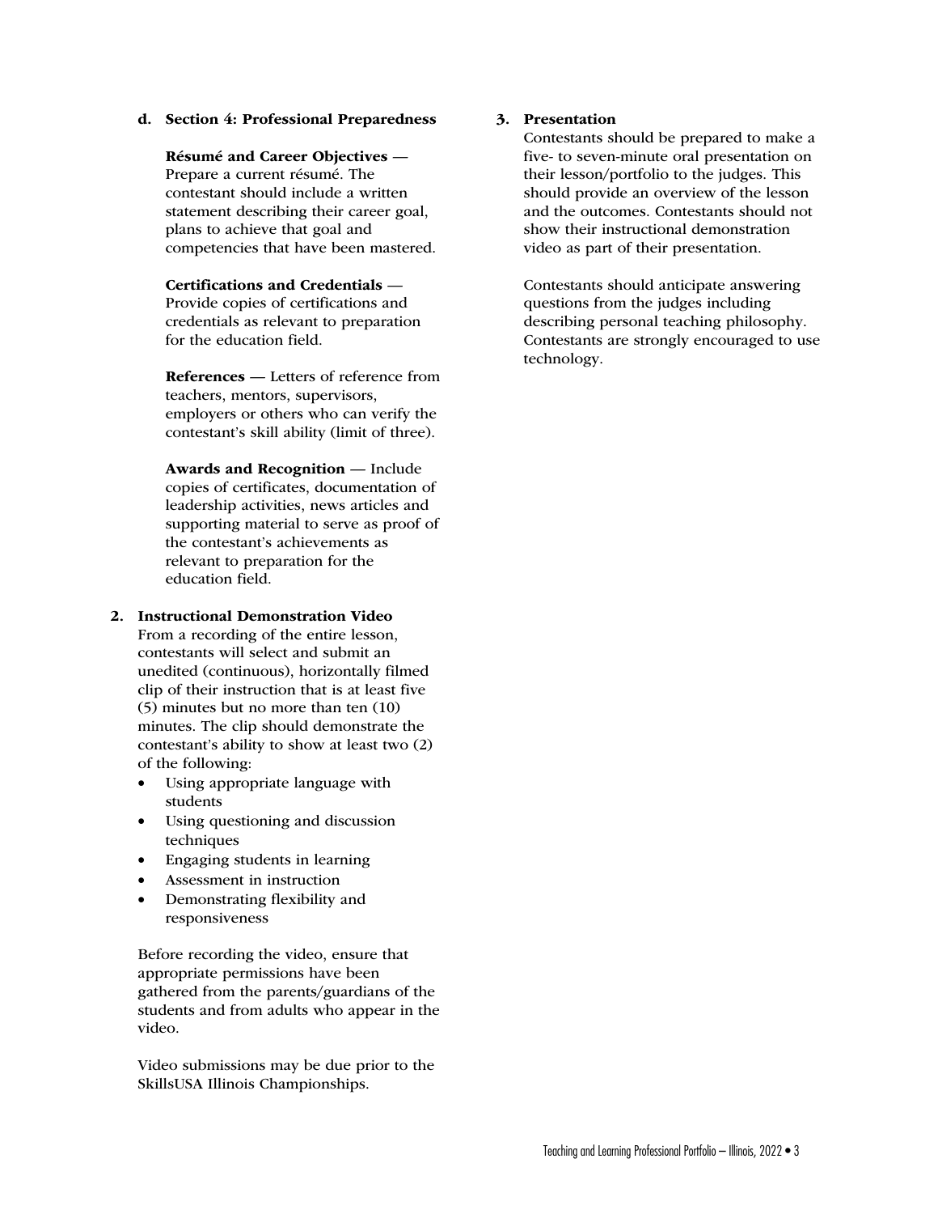**d. Section 4: Professional Preparedness**

**Résumé and Career Objectives** — Prepare a current résumé. The contestant should include a written statement describing their career goal, plans to achieve that goal and competencies that have been mastered.

**Certifications and Credentials** — Provide copies of certifications and credentials as relevant to preparation for the education field.

**References** — Letters of reference from teachers, mentors, supervisors, employers or others who can verify the contestant's skill ability (limit of three).

**Awards and Recognition** — Include copies of certificates, documentation of leadership activities, news articles and supporting material to serve as proof of the contestant's achievements as relevant to preparation for the education field.

**2. Instructional Demonstration Video**

From a recording of the entire lesson, contestants will select and submit an unedited (continuous), horizontally filmed clip of their instruction that is at least five (5) minutes but no more than ten (10) minutes. The clip should demonstrate the contestant's ability to show at least two (2) of the following:

- Using appropriate language with students
- Using questioning and discussion techniques
- Engaging students in learning
- Assessment in instruction
- Demonstrating flexibility and responsiveness

Before recording the video, ensure that appropriate permissions have been gathered from the parents/guardians of the students and from adults who appear in the video.

Video submissions may be due prior to the SkillsUSA Illinois Championships.

**3. Presentation**

Contestants should be prepared to make a five- to seven-minute oral presentation on their lesson/portfolio to the judges. This should provide an overview of the lesson and the outcomes. Contestants should not show their instructional demonstration video as part of their presentation.

Contestants should anticipate answering questions from the judges including describing personal teaching philosophy. Contestants are strongly encouraged to use technology.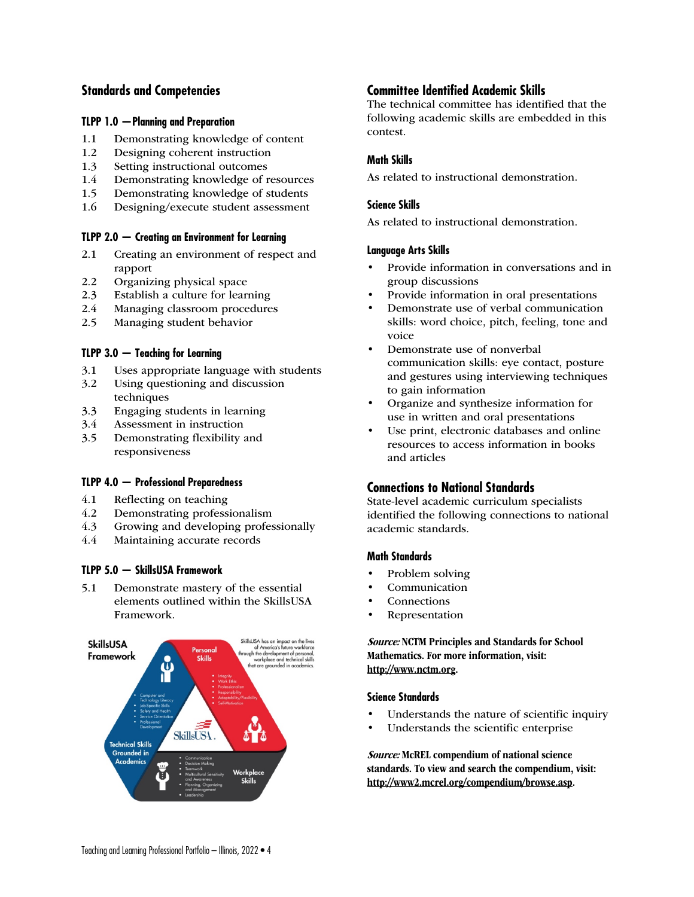## Standards and Competencies

### TLPP 1.0 —Planning and Preparation

1.1 Demonstrating knowledge of content
1.2 Designing coherent instruction
1.3 Setting instructional outcomes
1.4 Demonstrating knowledge of resources
1.5 Demonstrating knowledge of students
1.6 Designing/execute student assessment

### TLPP 2.0 — Creating an Environment for Learning

2.1 Creating an environment of respect and rapport
2.2 Organizing physical space
2.3 Establish a culture for learning
2.4 Managing classroom procedures
2.5 Managing student behavior

### TLPP 3.0 — Teaching for Learning

3.1 Uses appropriate language with students
3.2 Using questioning and discussion techniques
3.3 Engaging students in learning
3.4 Assessment in instruction
3.5 Demonstrating flexibility and responsiveness

### TLPP 4.0 — Professional Preparedness

4.1 Reflecting on teaching
4.2 Demonstrating professionalism
4.3 Growing and developing professionally
4.4 Maintaining accurate records

### TLPP 5.0 — SkillsUSA Framework

5.1 Demonstrate mastery of the essential elements outlined within the SkillsUSA Framework.

**SkillsUSA Framework**

SkillsUSA has an impact on the lives of America's future workforce through the development of personal, workplace and technical skills that are grounded in academics.

**Personal Skills**
- Integrity
- Work Ethic
- Professionalism
- Responsibility
- Adaptability/Flexibility
- Self-Motivation

**Technical Skills Grounded in Academics**
- Computer and Technology Literacy
- Job-Specific Skills
- Safety and Health
- Service Orientation
- Professional Development

**Workplace Skills**
- Communication
- Decision Making
- Teamwork
- Multicultural Sensitivity and Awareness
- Planning, Organizing and Management
- Leadership

## Committee Identified Academic Skills

The technical committee has identified that the following academic skills are embedded in this contest.

### Math Skills

As related to instructional demonstration.

### Science Skills

As related to instructional demonstration.

### Language Arts Skills

- Provide information in conversations and in group discussions
- Provide information in oral presentations
- Demonstrate use of verbal communication skills: word choice, pitch, feeling, tone and voice
- Demonstrate use of nonverbal communication skills: eye contact, posture and gestures using interviewing techniques to gain information
- Organize and synthesize information for use in written and oral presentations
- Use print, electronic databases and online resources to access information in books and articles

## Connections to National Standards

State-level academic curriculum specialists identified the following connections to national academic standards.

### Math Standards

- Problem solving
- Communication
- Connections
- Representation

***Source:*** **NCTM Principles and Standards for School Mathematics. For more information, visit: http://www.nctm.org.**

### Science Standards

- Understands the nature of scientific inquiry
- Understands the scientific enterprise

***Source:*** **McREL compendium of national science standards. To view and search the compendium, visit: http://www2.mcrel.org/compendium/browse.asp.**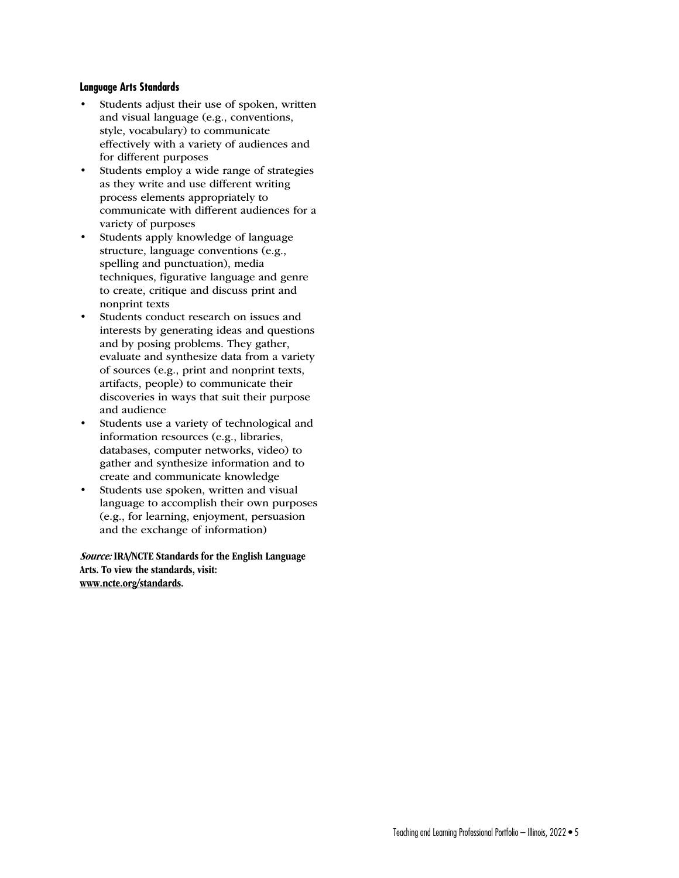### Language Arts Standards

- Students adjust their use of spoken, written and visual language (e.g., conventions, style, vocabulary) to communicate effectively with a variety of audiences and for different purposes
- Students employ a wide range of strategies as they write and use different writing process elements appropriately to communicate with different audiences for a variety of purposes
- Students apply knowledge of language structure, language conventions (e.g., spelling and punctuation), media techniques, figurative language and genre to create, critique and discuss print and nonprint texts
- Students conduct research on issues and interests by generating ideas and questions and by posing problems. They gather, evaluate and synthesize data from a variety of sources (e.g., print and nonprint texts, artifacts, people) to communicate their discoveries in ways that suit their purpose and audience
- Students use a variety of technological and information resources (e.g., libraries, databases, computer networks, video) to gather and synthesize information and to create and communicate knowledge
- Students use spoken, written and visual language to accomplish their own purposes (e.g., for learning, enjoyment, persuasion and the exchange of information)

***Source:*** **IRA/NCTE Standards for the English Language Arts. To view the standards, visit: www.ncte.org/standards.**